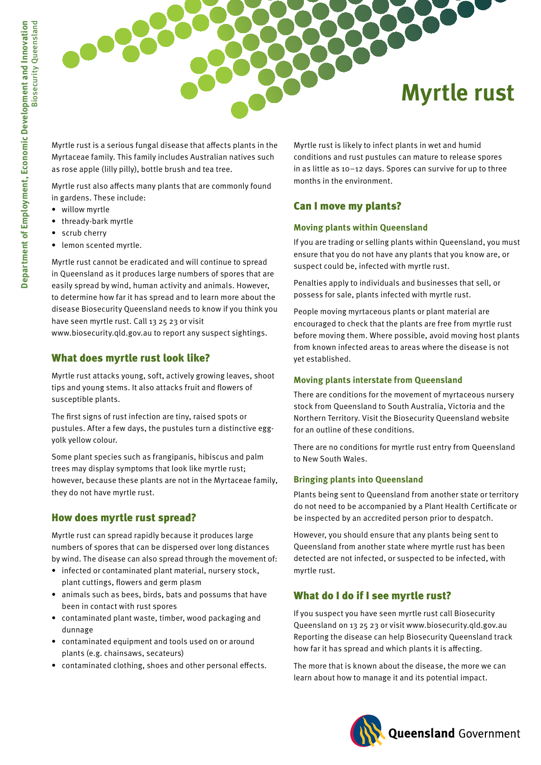# Myrtle rust

Myrtle rust is a serious fungal disease that affects plants in the Myrtaceae family. This family includes Australian natives such as rose apple (lilly pilly), bottle brush and tea tree.

Myrtle rust also affects many plants that are commonly found in gardens. These include:

- willow myrtle
- thready-bark myrtle
- scrub cherry
- lemon scented myrtle.

Myrtle rust cannot be eradicated and will continue to spread in Queensland as it produces large numbers of spores that are easily spread by wind, human activity and animals. However, to determine how far it has spread and to learn more about the disease Biosecurity Queensland needs to know if you think you have seen myrtle rust. Call 13 25 23 or visit www.biosecurity.qld.gov.au to report any suspect sightings.

## What does myrtle rust look like?

Myrtle rust attacks young, soft, actively growing leaves, shoot tips and young stems. It also attacks fruit and flowers of susceptible plants.

The first signs of rust infection are tiny, raised spots or pustules. After a few days, the pustules turn a distinctive egg-yolk yellow colour.

Some plant species such as frangipanis, hibiscus and palm trees may display symptoms that look like myrtle rust; however, because these plants are not in the Myrtaceae family, they do not have myrtle rust.

## How does myrtle rust spread?

Myrtle rust can spread rapidly because it produces large numbers of spores that can be dispersed over long distances by wind. The disease can also spread through the movement of:

- infected or contaminated plant material, nursery stock, plant cuttings, flowers and germ plasm
- animals such as bees, birds, bats and possums that have been in contact with rust spores
- contaminated plant waste, timber, wood packaging and dunnage
- contaminated equipment and tools used on or around plants (e.g. chainsaws, secateurs)
- contaminated clothing, shoes and other personal effects.

Myrtle rust is likely to infect plants in wet and humid conditions and rust pustules can mature to release spores in as little as 10–12 days. Spores can survive for up to three months in the environment.

## Can I move my plants?

### Moving plants within Queensland

If you are trading or selling plants within Queensland, you must ensure that you do not have any plants that you know are, or suspect could be, infected with myrtle rust.

Penalties apply to individuals and businesses that sell, or possess for sale, plants infected with myrtle rust.

People moving myrtaceous plants or plant material are encouraged to check that the plants are free from myrtle rust before moving them. Where possible, avoid moving host plants from known infected areas to areas where the disease is not yet established.

### Moving plants interstate from Queensland

There are conditions for the movement of myrtaceous nursery stock from Queensland to South Australia, Victoria and the Northern Territory. Visit the Biosecurity Queensland website for an outline of these conditions.

There are no conditions for myrtle rust entry from Queensland to New South Wales.

### Bringing plants into Queensland

Plants being sent to Queensland from another state or territory do not need to be accompanied by a Plant Health Certificate or be inspected by an accredited person prior to despatch.

However, you should ensure that any plants being sent to Queensland from another state where myrtle rust has been detected are not infected, or suspected to be infected, with myrtle rust.

## What do I do if I see myrtle rust?

If you suspect you have seen myrtle rust call Biosecurity Queensland on 13 25 23 or visit www.biosecurity.qld.gov.au Reporting the disease can help Biosecurity Queensland track how far it has spread and which plants it is affecting.

The more that is known about the disease, the more we can learn about how to manage it and its potential impact.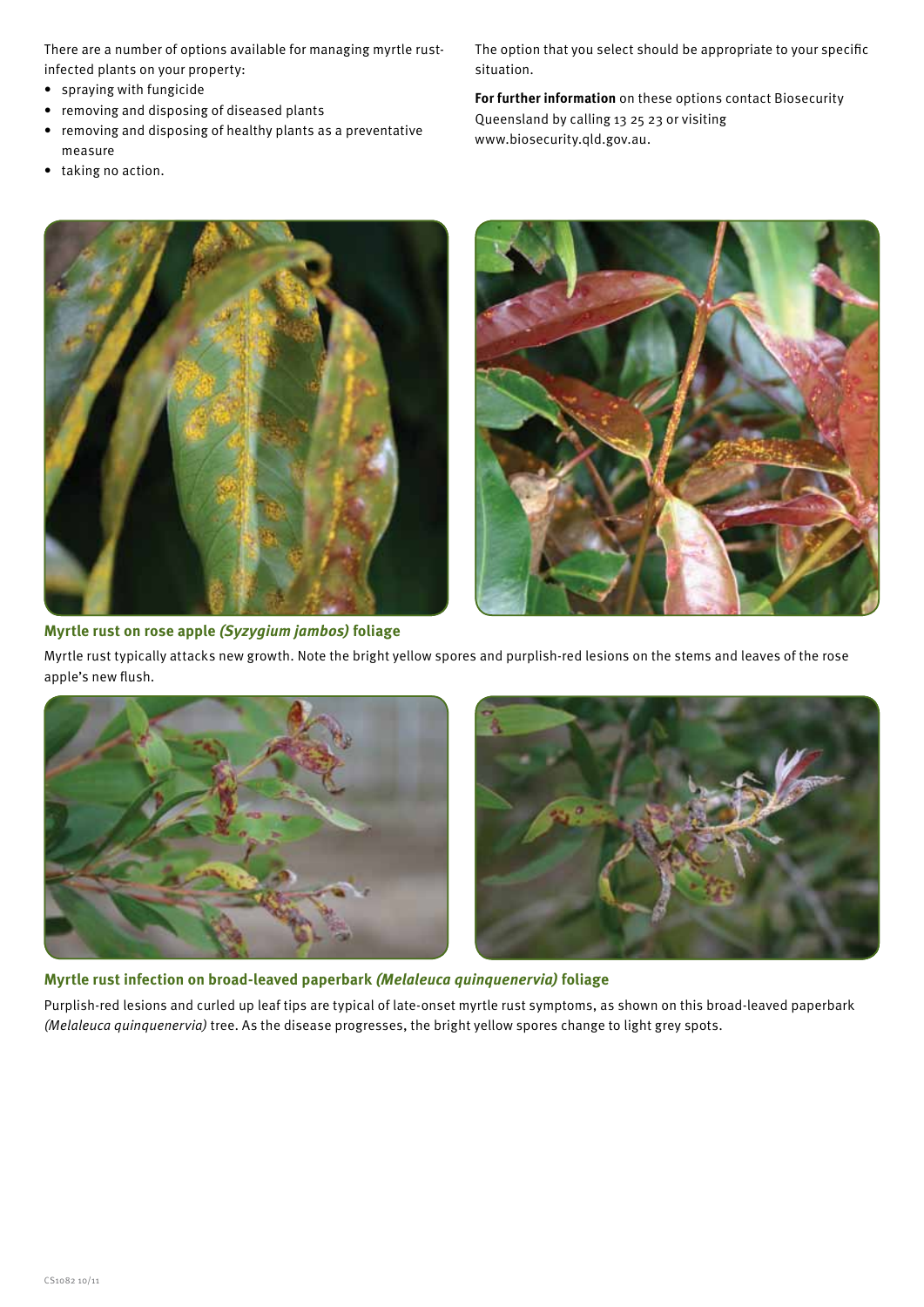There are a number of options available for managing myrtle rust-infected plants on your property:

- spraying with fungicide
- removing and disposing of diseased plants
- removing and disposing of healthy plants as a preventative measure
- taking no action.

The option that you select should be appropriate to your specific situation.

**For further information** on these options contact Biosecurity Queensland by calling 13 25 23 or visiting www.biosecurity.qld.gov.au.

**Myrtle rust on rose apple *(Syzygium jambos)* foliage**

Myrtle rust typically attacks new growth. Note the bright yellow spores and purplish-red lesions on the stems and leaves of the rose apple's new flush.

**Myrtle rust infection on broad-leaved paperbark *(Melaleuca quinquenervia)* foliage**

Purplish-red lesions and curled up leaf tips are typical of late-onset myrtle rust symptoms, as shown on this broad-leaved paperbark *(Melaleuca quinquenervia)* tree. As the disease progresses, the bright yellow spores change to light grey spots.

CS1082 10/11